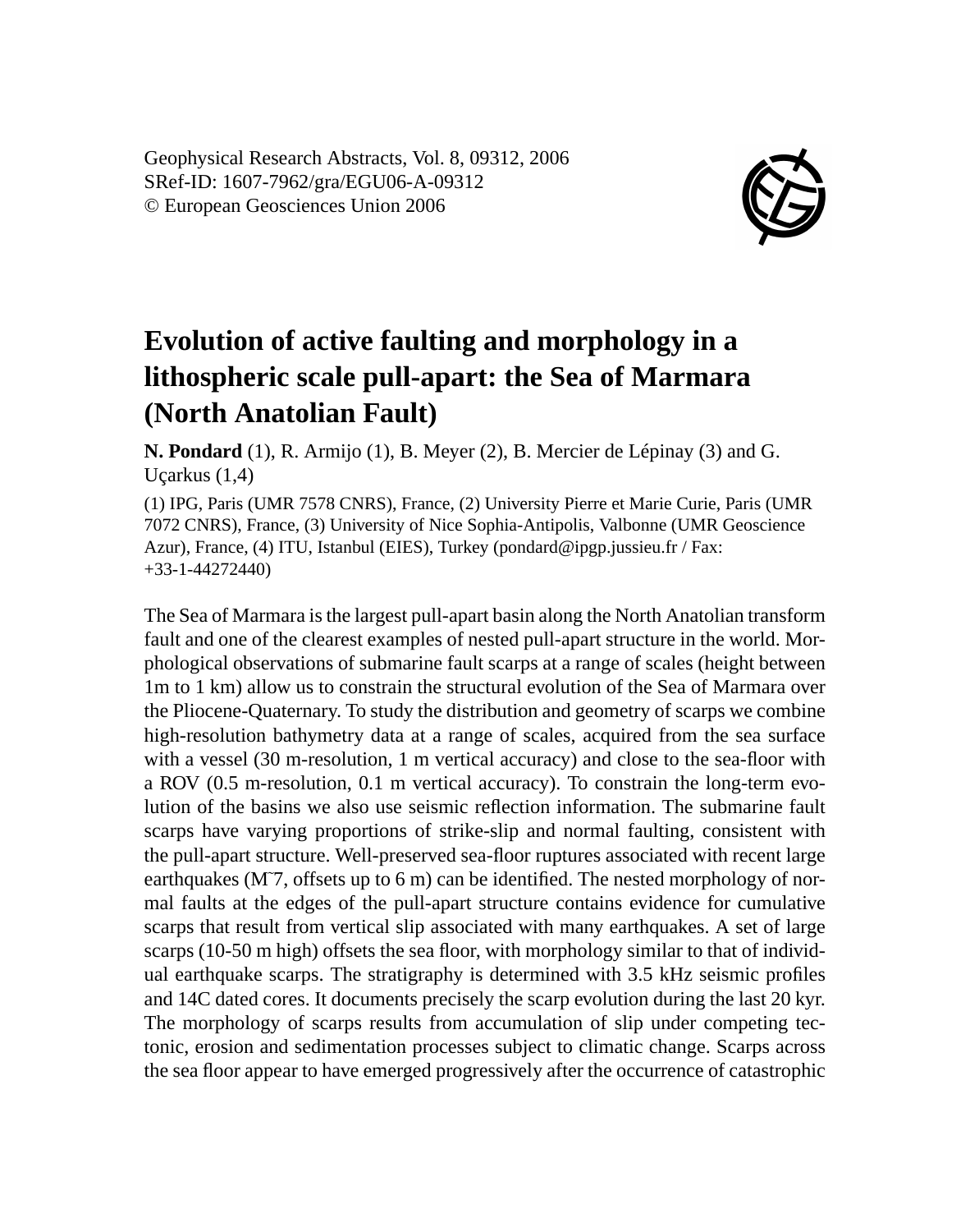Geophysical Research Abstracts, Vol. 8, 09312, 2006
SRef-ID: 1607-7962/gra/EGU06-A-09312
© European Geosciences Union 2006

# Evolution of active faulting and morphology in a lithospheric scale pull-apart: the Sea of Marmara (North Anatolian Fault)

**N. Pondard** (1), R. Armijo (1), B. Meyer (2), B. Mercier de Lépinay (3) and G. Uçarkus (1,4)

(1) IPG, Paris (UMR 7578 CNRS), France, (2) University Pierre et Marie Curie, Paris (UMR 7072 CNRS), France, (3) University of Nice Sophia-Antipolis, Valbonne (UMR Geoscience Azur), France, (4) ITU, Istanbul (EIES), Turkey (pondard@ipgp.jussieu.fr / Fax: +33-1-44272440)

The Sea of Marmara is the largest pull-apart basin along the North Anatolian transform fault and one of the clearest examples of nested pull-apart structure in the world. Morphological observations of submarine fault scarps at a range of scales (height between 1m to 1 km) allow us to constrain the structural evolution of the Sea of Marmara over the Pliocene-Quaternary. To study the distribution and geometry of scarps we combine high-resolution bathymetry data at a range of scales, acquired from the sea surface with a vessel (30 m-resolution, 1 m vertical accuracy) and close to the sea-floor with a ROV (0.5 m-resolution, 0.1 m vertical accuracy). To constrain the long-term evolution of the basins we also use seismic reflection information. The submarine fault scarps have varying proportions of strike-slip and normal faulting, consistent with the pull-apart structure. Well-preserved sea-floor ruptures associated with recent large earthquakes (M~7, offsets up to 6 m) can be identified. The nested morphology of normal faults at the edges of the pull-apart structure contains evidence for cumulative scarps that result from vertical slip associated with many earthquakes. A set of large scarps (10-50 m high) offsets the sea floor, with morphology similar to that of individual earthquake scarps. The stratigraphy is determined with 3.5 kHz seismic profiles and 14C dated cores. It documents precisely the scarp evolution during the last 20 kyr. The morphology of scarps results from accumulation of slip under competing tectonic, erosion and sedimentation processes subject to climatic change. Scarps across the sea floor appear to have emerged progressively after the occurrence of catastrophic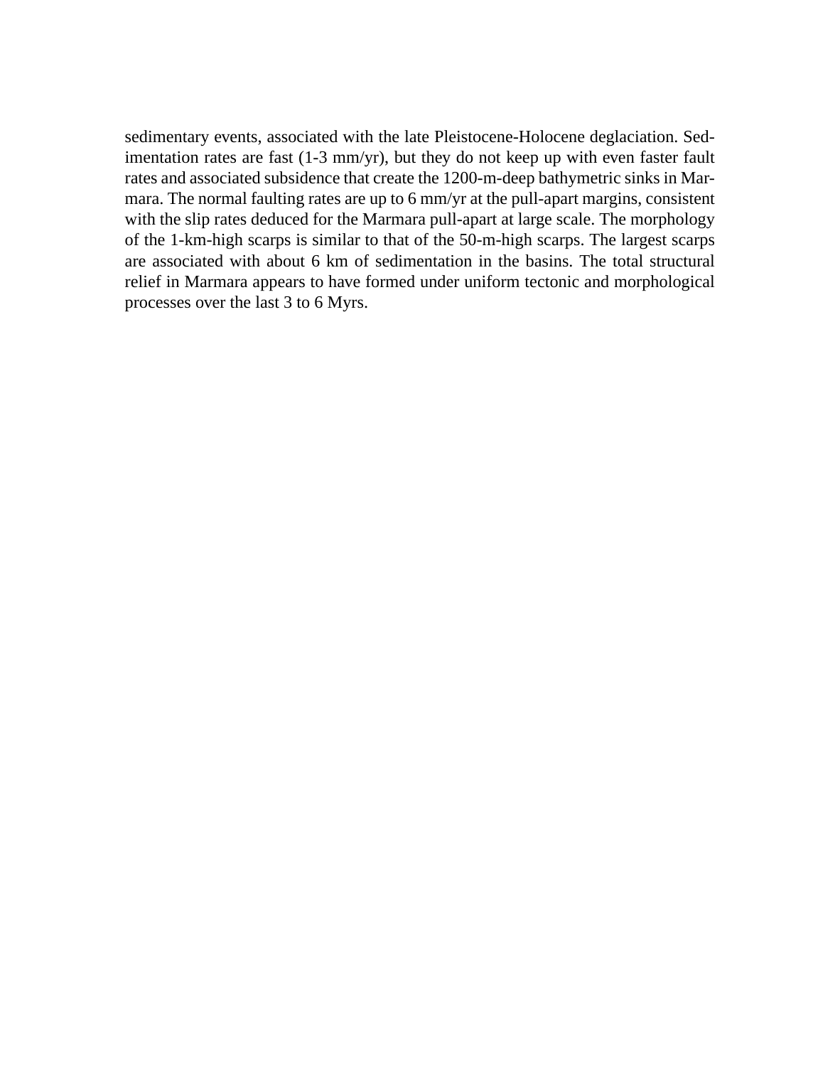sedimentary events, associated with the late Pleistocene-Holocene deglaciation. Sedimentation rates are fast (1-3 mm/yr), but they do not keep up with even faster fault rates and associated subsidence that create the 1200-m-deep bathymetric sinks in Marmara. The normal faulting rates are up to 6 mm/yr at the pull-apart margins, consistent with the slip rates deduced for the Marmara pull-apart at large scale. The morphology of the 1-km-high scarps is similar to that of the 50-m-high scarps. The largest scarps are associated with about 6 km of sedimentation in the basins. The total structural relief in Marmara appears to have formed under uniform tectonic and morphological processes over the last 3 to 6 Myrs.